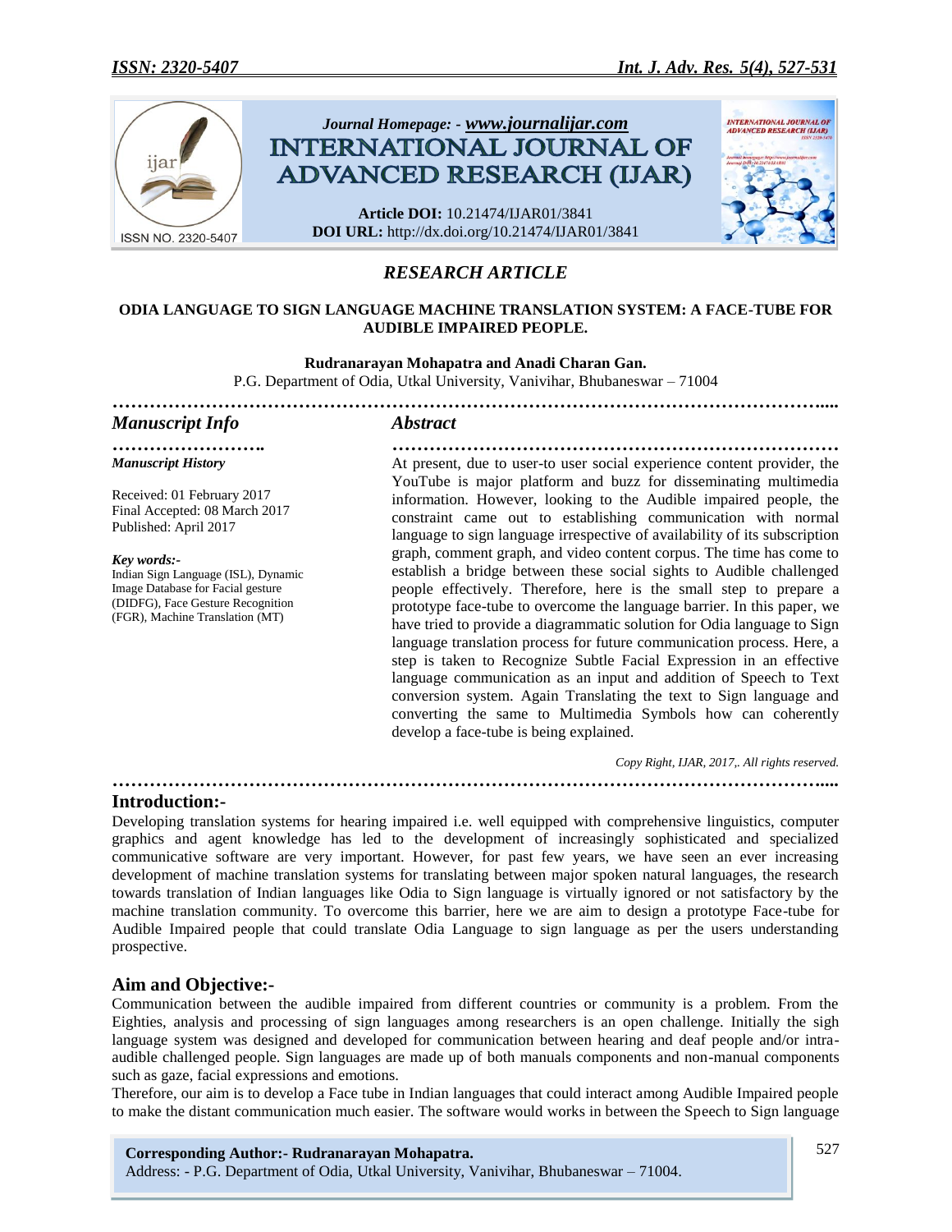# RESEARCH ARTICLE

## ODIA LANGUAGE TO SIGN LANGUAGE MACHINE TRANSLATION SYSTEM: A FACE-TUBE FOR AUDIBLE IMPAIRED PEOPLE.

**Rudranarayan Mohapatra and Anadi Charan Gan.**

P.G. Department of Odia, Utkal University, Vanivihar, Bhubaneswar – 71004

### Manuscript Info

*Manuscript History*

Received: 01 February 2017
Final Accepted: 08 March 2017
Published: April 2017

*Key words:-*
Indian Sign Language (ISL), Dynamic Image Database for Facial gesture (DIDFG), Face Gesture Recognition (FGR), Machine Translation (MT)

### Abstract

At present, due to user-to user social experience content provider, the YouTube is major platform and buzz for disseminating multimedia information. However, looking to the Audible impaired people, the constraint came out to establishing communication with normal language to sign language irrespective of availability of its subscription graph, comment graph, and video content corpus. The time has come to establish a bridge between these social sights to Audible challenged people effectively. Therefore, here is the small step to prepare a prototype face-tube to overcome the language barrier. In this paper, we have tried to provide a diagrammatic solution for Odia language to Sign language translation process for future communication process. Here, a step is taken to Recognize Subtle Facial Expression in an effective language communication as an input and addition of Speech to Text conversion system. Again Translating the text to Sign language and converting the same to Multimedia Symbols how can coherently develop a face-tube is being explained.

*Copy Right, IJAR, 2017,. All rights reserved.*

## Introduction:-

Developing translation systems for hearing impaired i.e. well equipped with comprehensive linguistics, computer graphics and agent knowledge has led to the development of increasingly sophisticated and specialized communicative software are very important. However, for past few years, we have seen an ever increasing development of machine translation systems for translating between major spoken natural languages, the research towards translation of Indian languages like Odia to Sign language is virtually ignored or not satisfactory by the machine translation community. To overcome this barrier, here we are aim to design a prototype Face-tube for Audible Impaired people that could translate Odia Language to sign language as per the users understanding prospective.

## Aim and Objective:-

Communication between the audible impaired from different countries or community is a problem. From the Eighties, analysis and processing of sign languages among researchers is an open challenge. Initially the sigh language system was designed and developed for communication between hearing and deaf people and/or intra-audible challenged people. Sign languages are made up of both manuals components and non-manual components such as gaze, facial expressions and emotions.

Therefore, our aim is to develop a Face tube in Indian languages that could interact among Audible Impaired people to make the distant communication much easier. The software would works in between the Speech to Sign language

**Corresponding Author:- Rudranarayan Mohapatra.**
Address: - P.G. Department of Odia, Utkal University, Vanivihar, Bhubaneswar – 71004.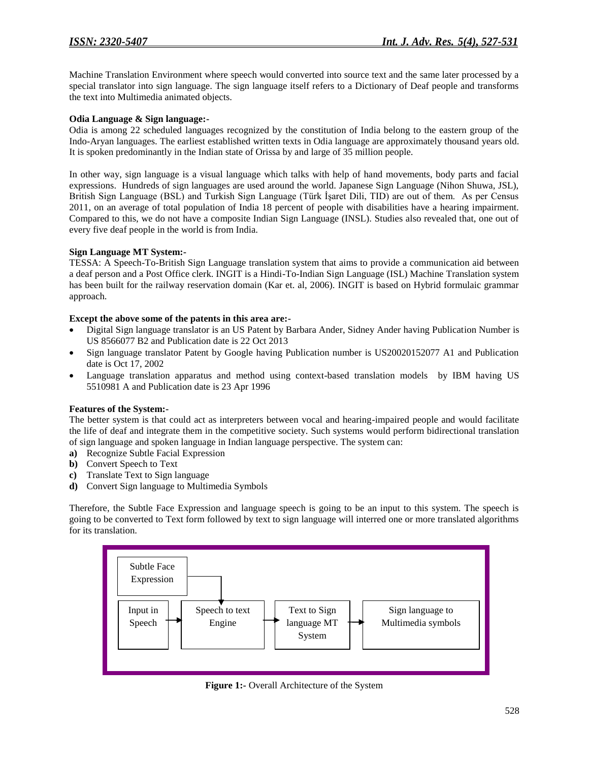Machine Translation Environment where speech would converted into source text and the same later processed by a special translator into sign language. The sign language itself refers to a Dictionary of Deaf people and transforms the text into Multimedia animated objects.

**Odia Language & Sign language:-**

Odia is among 22 scheduled languages recognized by the constitution of India belong to the eastern group of the Indo-Aryan languages. The earliest established written texts in Odia language are approximately thousand years old. It is spoken predominantly in the Indian state of Orissa by and large of 35 million people.

In other way, sign language is a visual language which talks with help of hand movements, body parts and facial expressions. Hundreds of sign languages are used around the world. Japanese Sign Language (Nihon Shuwa, JSL), British Sign Language (BSL) and Turkish Sign Language (Türk İşaret Dili, TID) are out of them. As per Census 2011, on an average of total population of India 18 percent of people with disabilities have a hearing impairment. Compared to this, we do not have a composite Indian Sign Language (INSL). Studies also revealed that, one out of every five deaf people in the world is from India.

**Sign Language MT System:-**

TESSA: A Speech-To-British Sign Language translation system that aims to provide a communication aid between a deaf person and a Post Office clerk. INGIT is a Hindi-To-Indian Sign Language (ISL) Machine Translation system has been built for the railway reservation domain (Kar et. al, 2006). INGIT is based on Hybrid formulaic grammar approach.

**Except the above some of the patents in this area are:-**

- Digital Sign language translator is an US Patent by Barbara Ander, Sidney Ander having Publication Number is US 8566077 B2 and Publication date is 22 Oct 2013
- Sign language translator Patent by Google having Publication number is US20020152077 A1 and Publication date is Oct 17, 2002
- Language translation apparatus and method using context-based translation models by IBM having US 5510981 A and Publication date is 23 Apr 1996

**Features of the System:-**

The better system is that could act as interpreters between vocal and hearing-impaired people and would facilitate the life of deaf and integrate them in the competitive society. Such systems would perform bidirectional translation of sign language and spoken language in Indian language perspective. The system can:

**a)** Recognize Subtle Facial Expression
**b)** Convert Speech to Text
**c)** Translate Text to Sign language
**d)** Convert Sign language to Multimedia Symbols

Therefore, the Subtle Face Expression and language speech is going to be an input to this system. The speech is going to be converted to Text form followed by text to sign language will interred one or more translated algorithms for its translation.

Subtle Face Expression

Input in Speech → Speech to text Engine → Text to Sign language MT System → Sign language to Multimedia symbols

**Figure 1:-** Overall Architecture of the System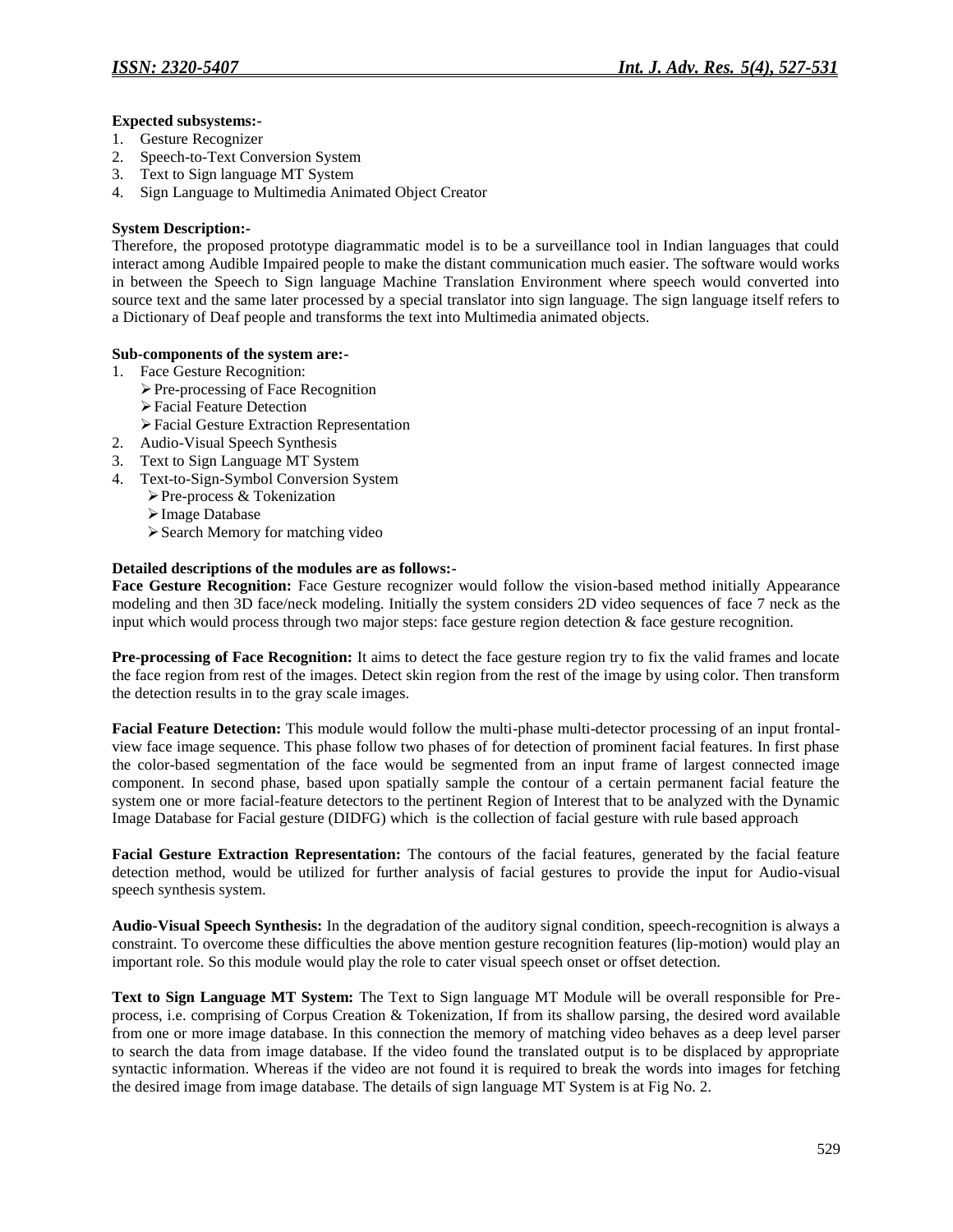**Expected subsystems:-**

1. Gesture Recognizer
2. Speech-to-Text Conversion System
3. Text to Sign language MT System
4. Sign Language to Multimedia Animated Object Creator

**System Description:-**

Therefore, the proposed prototype diagrammatic model is to be a surveillance tool in Indian languages that could interact among Audible Impaired people to make the distant communication much easier. The software would works in between the Speech to Sign language Machine Translation Environment where speech would converted into source text and the same later processed by a special translator into sign language. The sign language itself refers to a Dictionary of Deaf people and transforms the text into Multimedia animated objects.

**Sub-components of the system are:-**

1. Face Gesture Recognition:
   - Pre-processing of Face Recognition
   - Facial Feature Detection
   - Facial Gesture Extraction Representation
2. Audio-Visual Speech Synthesis
3. Text to Sign Language MT System
4. Text-to-Sign-Symbol Conversion System
   - Pre-process & Tokenization
   - Image Database
   - Search Memory for matching video

**Detailed descriptions of the modules are as follows:-**

**Face Gesture Recognition:** Face Gesture recognizer would follow the vision-based method initially Appearance modeling and then 3D face/neck modeling. Initially the system considers 2D video sequences of face 7 neck as the input which would process through two major steps: face gesture region detection & face gesture recognition.

**Pre-processing of Face Recognition:** It aims to detect the face gesture region try to fix the valid frames and locate the face region from rest of the images. Detect skin region from the rest of the image by using color. Then transform the detection results in to the gray scale images.

**Facial Feature Detection:** This module would follow the multi-phase multi-detector processing of an input frontal-view face image sequence. This phase follow two phases of for detection of prominent facial features. In first phase the color-based segmentation of the face would be segmented from an input frame of largest connected image component. In second phase, based upon spatially sample the contour of a certain permanent facial feature the system one or more facial-feature detectors to the pertinent Region of Interest that to be analyzed with the Dynamic Image Database for Facial gesture (DIDFG) which is the collection of facial gesture with rule based approach

**Facial Gesture Extraction Representation:** The contours of the facial features, generated by the facial feature detection method, would be utilized for further analysis of facial gestures to provide the input for Audio-visual speech synthesis system.

**Audio-Visual Speech Synthesis:** In the degradation of the auditory signal condition, speech-recognition is always a constraint. To overcome these difficulties the above mention gesture recognition features (lip-motion) would play an important role. So this module would play the role to cater visual speech onset or offset detection.

**Text to Sign Language MT System:** The Text to Sign language MT Module will be overall responsible for Pre-process, i.e. comprising of Corpus Creation & Tokenization, If from its shallow parsing, the desired word available from one or more image database. In this connection the memory of matching video behaves as a deep level parser to search the data from image database. If the video found the translated output is to be displaced by appropriate syntactic information. Whereas if the video are not found it is required to break the words into images for fetching the desired image from image database. The details of sign language MT System is at Fig No. 2.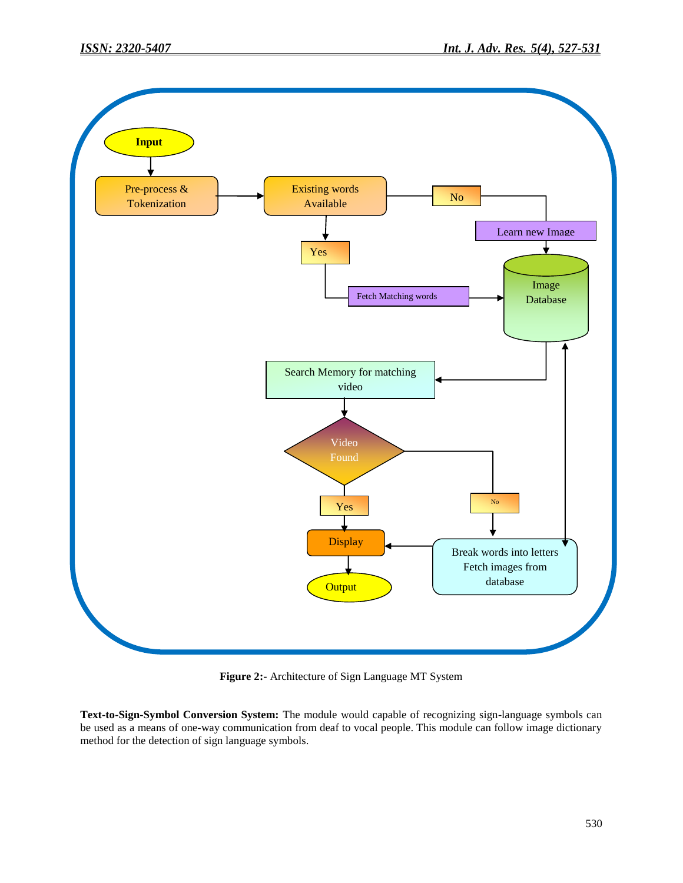**Figure 2:-** Architecture of Sign Language MT System

**Text-to-Sign-Symbol Conversion System:** The module would capable of recognizing sign-language symbols can be used as a means of one-way communication from deaf to vocal people. This module can follow image dictionary method for the detection of sign language symbols.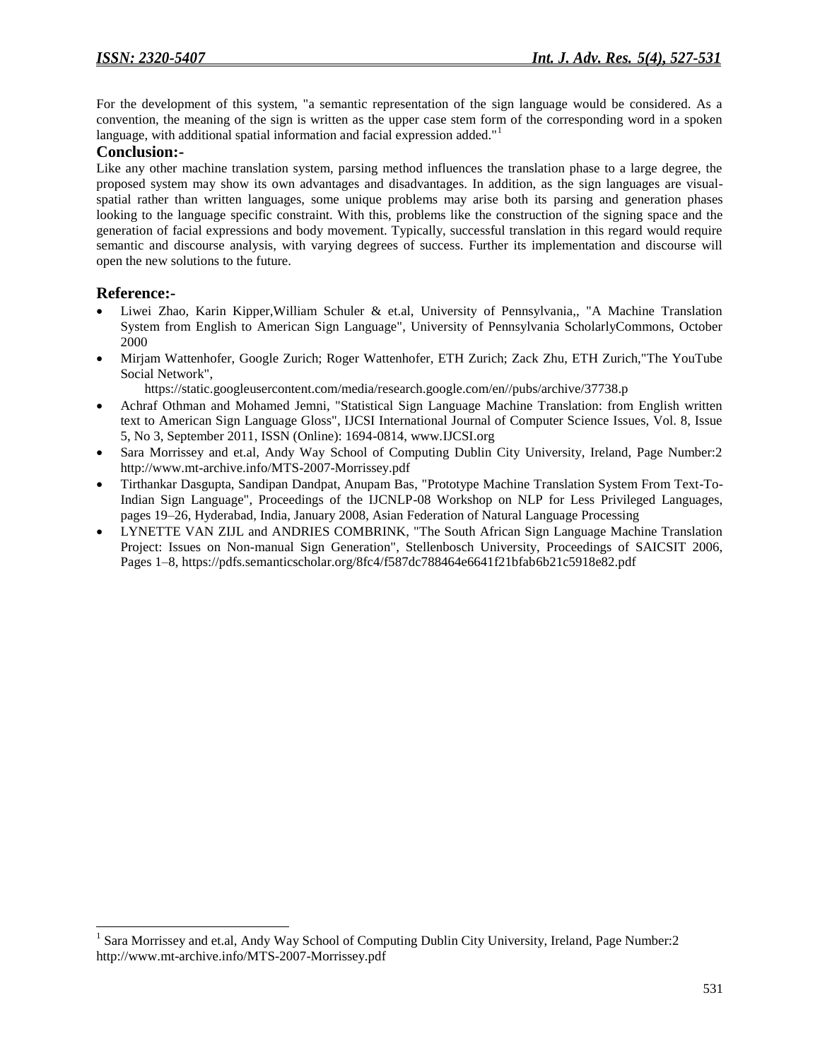For the development of this system, "a semantic representation of the sign language would be considered. As a convention, the meaning of the sign is written as the upper case stem form of the corresponding word in a spoken language, with additional spatial information and facial expression added."[1]

## Conclusion:-

Like any other machine translation system, parsing method influences the translation phase to a large degree, the proposed system may show its own advantages and disadvantages. In addition, as the sign languages are visual-spatial rather than written languages, some unique problems may arise both its parsing and generation phases looking to the language specific constraint. With this, problems like the construction of the signing space and the generation of facial expressions and body movement. Typically, successful translation in this regard would require semantic and discourse analysis, with varying degrees of success. Further its implementation and discourse will open the new solutions to the future.

## Reference:-

- Liwei Zhao, Karin Kipper,William Schuler & et.al, University of Pennsylvania,, "A Machine Translation System from English to American Sign Language", University of Pennsylvania ScholarlyCommons, October 2000
- Mirjam Wattenhofer, Google Zurich; Roger Wattenhofer, ETH Zurich; Zack Zhu, ETH Zurich,"The YouTube Social Network",
  https://static.googleusercontent.com/media/research.google.com/en//pubs/archive/37738.p
- Achraf Othman and Mohamed Jemni, "Statistical Sign Language Machine Translation: from English written text to American Sign Language Gloss", IJCSI International Journal of Computer Science Issues, Vol. 8, Issue 5, No 3, September 2011, ISSN (Online): 1694-0814, www.IJCSI.org
- Sara Morrissey and et.al, Andy Way School of Computing Dublin City University, Ireland, Page Number:2 http://www.mt-archive.info/MTS-2007-Morrissey.pdf
- Tirthankar Dasgupta, Sandipan Dandpat, Anupam Bas, "Prototype Machine Translation System From Text-To-Indian Sign Language", Proceedings of the IJCNLP-08 Workshop on NLP for Less Privileged Languages, pages 19–26, Hyderabad, India, January 2008, Asian Federation of Natural Language Processing
- LYNETTE VAN ZIJL and ANDRIES COMBRINK, "The South African Sign Language Machine Translation Project: Issues on Non-manual Sign Generation", Stellenbosch University, Proceedings of SAICSIT 2006, Pages 1–8, https://pdfs.semanticscholar.org/8fc4/f587dc788464e6641f21bfab6b21c5918e82.pdf

---

[1] Sara Morrissey and et.al, Andy Way School of Computing Dublin City University, Ireland, Page Number:2 http://www.mt-archive.info/MTS-2007-Morrissey.pdf